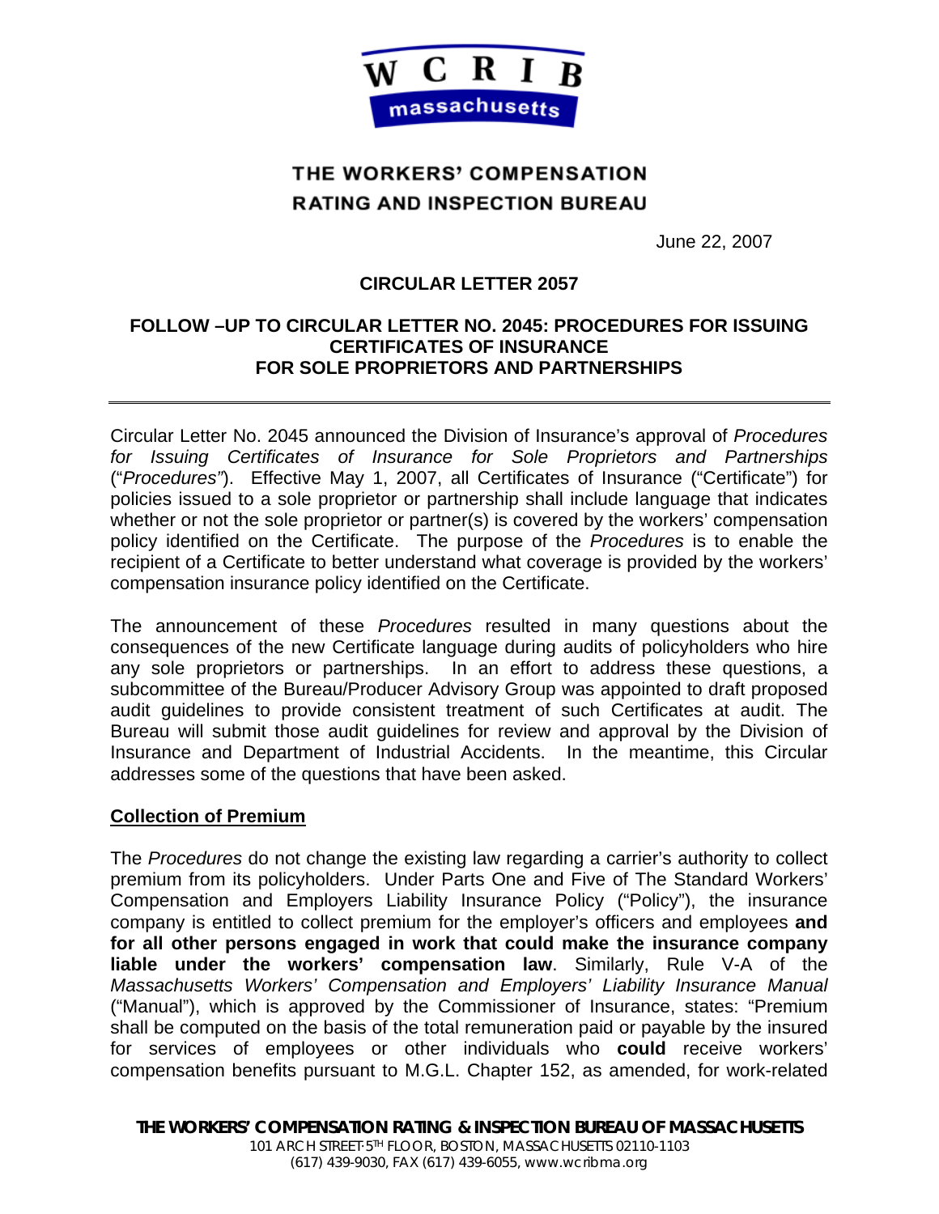# THE WORKERS' COMPENSATION RATING AND INSPECTION BUREAU

June 22, 2007

## CIRCULAR LETTER 2057

### FOLLOW –UP TO CIRCULAR LETTER NO. 2045: PROCEDURES FOR ISSUING CERTIFICATES OF INSURANCE FOR SOLE PROPRIETORS AND PARTNERSHIPS

---

Circular Letter No. 2045 announced the Division of Insurance's approval of *Procedures for Issuing Certificates of Insurance for Sole Proprietors and Partnerships* ("*Procedures*"). Effective May 1, 2007, all Certificates of Insurance ("Certificate") for policies issued to a sole proprietor or partnership shall include language that indicates whether or not the sole proprietor or partner(s) is covered by the workers' compensation policy identified on the Certificate. The purpose of the *Procedures* is to enable the recipient of a Certificate to better understand what coverage is provided by the workers' compensation insurance policy identified on the Certificate.

The announcement of these *Procedures* resulted in many questions about the consequences of the new Certificate language during audits of policyholders who hire any sole proprietors or partnerships. In an effort to address these questions, a subcommittee of the Bureau/Producer Advisory Group was appointed to draft proposed audit guidelines to provide consistent treatment of such Certificates at audit. The Bureau will submit those audit guidelines for review and approval by the Division of Insurance and Department of Industrial Accidents. In the meantime, this Circular addresses some of the questions that have been asked.

**Collection of Premium**

The *Procedures* do not change the existing law regarding a carrier's authority to collect premium from its policyholders. Under Parts One and Five of The Standard Workers' Compensation and Employers Liability Insurance Policy ("Policy"), the insurance company is entitled to collect premium for the employer's officers and employees **and for all other persons engaged in work that could make the insurance company liable under the workers' compensation law**. Similarly, Rule V-A of the *Massachusetts Workers' Compensation and Employers' Liability Insurance Manual* ("Manual"), which is approved by the Commissioner of Insurance, states: "Premium shall be computed on the basis of the total remuneration paid or payable by the insured for services of employees or other individuals who **could** receive workers' compensation benefits pursuant to M.G.L. Chapter 152, as amended, for work-related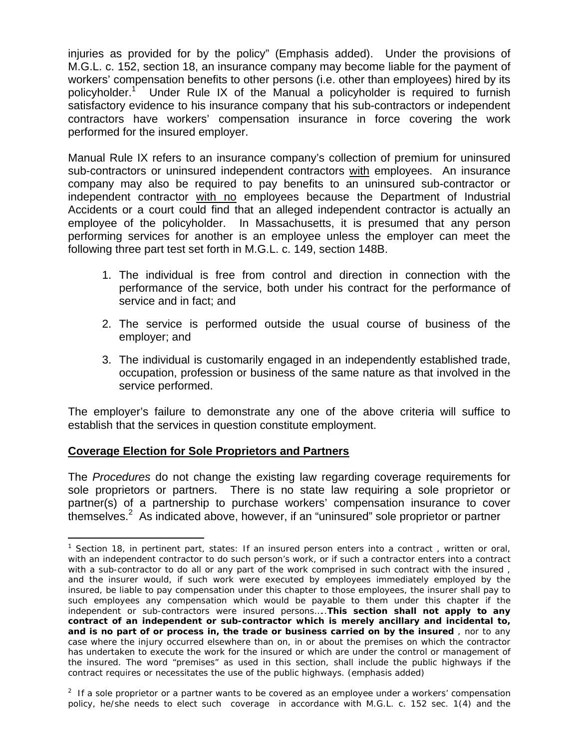injuries as provided for by the policy" (Emphasis added). Under the provisions of M.G.L. c. 152, section 18, an insurance company may become liable for the payment of workers' compensation benefits to other persons (i.e. other than employees) hired by its policyholder.[1] Under Rule IX of the Manual a policyholder is required to furnish satisfactory evidence to his insurance company that his sub-contractors or independent contractors have workers' compensation insurance in force covering the work performed for the insured employer.

Manual Rule IX refers to an insurance company's collection of premium for uninsured sub-contractors or uninsured independent contractors <u>with</u> employees. An insurance company may also be required to pay benefits to an uninsured sub-contractor or independent contractor <u>with no</u> employees because the Department of Industrial Accidents or a court could find that an alleged independent contractor is actually an employee of the policyholder. In Massachusetts, it is presumed that any person performing services for another is an employee unless the employer can meet the following three part test set forth in M.G.L. c. 149, section 148B.

1. The individual is free from control and direction in connection with the performance of the service, both under his contract for the performance of service and in fact; and
2. The service is performed outside the usual course of business of the employer; and
3. The individual is customarily engaged in an independently established trade, occupation, profession or business of the same nature as that involved in the service performed.

The employer's failure to demonstrate any one of the above criteria will suffice to establish that the services in question constitute employment.

## <u>Coverage Election for Sole Proprietors and Partners</u>

The *Procedures* do not change the existing law regarding coverage requirements for sole proprietors or partners. There is no state law requiring a sole proprietor or partner(s) of a partnership to purchase workers' compensation insurance to cover themselves.[2] As indicated above, however, if an "uninsured" sole proprietor or partner

---

[1] Section 18, in pertinent part, states: If an insured person enters into a contract , written or oral, with an independent contractor to do such person's work, or if such a contractor enters into a contract with a sub-contractor to do all or any part of the work comprised in such contract with the insured , and the insurer would, if such work were executed by employees immediately employed by the insured, be liable to pay compensation under this chapter to those employees, the insurer shall pay to such employees any compensation which would be payable to them under this chapter if the independent or sub-contractors were insured persons…..**This section shall not apply to any contract of an independent or sub-contractor which is merely ancillary and incidental to, and is no part of or process in, the trade or business carried on by the insured** , nor to any case where the injury occurred elsewhere than on, in or about the premises on which the contractor has undertaken to execute the work for the insured or which are under the control or management of the insured. The word "premises" as used in this section, shall include the public highways if the contract requires or necessitates the use of the public highways. (emphasis added)

[2] If a sole proprietor or a partner wants to be covered as an employee under a workers' compensation policy, he/she needs to elect such coverage in accordance with M.G.L. c. 152 sec. 1(4) and the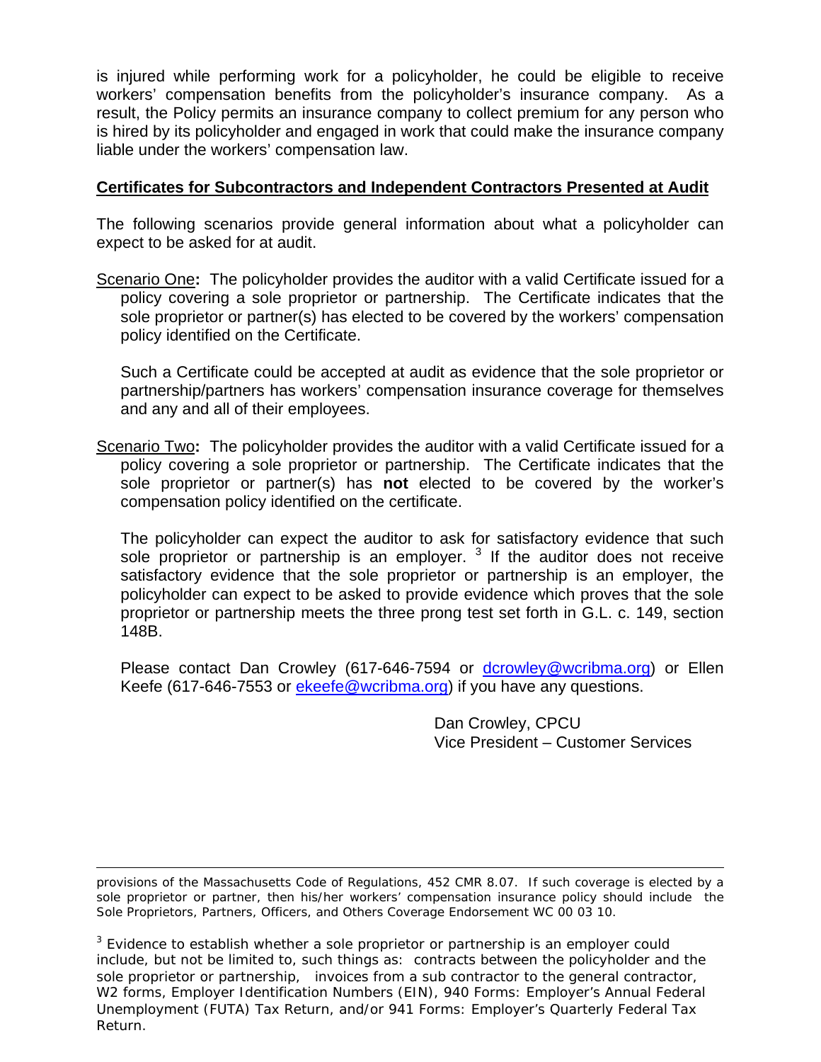is injured while performing work for a policyholder, he could be eligible to receive workers' compensation benefits from the policyholder's insurance company. As a result, the Policy permits an insurance company to collect premium for any person who is hired by its policyholder and engaged in work that could make the insurance company liable under the workers' compensation law.

**Certificates for Subcontractors and Independent Contractors Presented at Audit**

The following scenarios provide general information about what a policyholder can expect to be asked for at audit.

Scenario One**:** The policyholder provides the auditor with a valid Certificate issued for a policy covering a sole proprietor or partnership. The Certificate indicates that the sole proprietor or partner(s) has elected to be covered by the workers' compensation policy identified on the Certificate.

Such a Certificate could be accepted at audit as evidence that the sole proprietor or partnership/partners has workers' compensation insurance coverage for themselves and any and all of their employees.

Scenario Two**:** The policyholder provides the auditor with a valid Certificate issued for a policy covering a sole proprietor or partnership. The Certificate indicates that the sole proprietor or partner(s) has **not** elected to be covered by the worker's compensation policy identified on the certificate.

The policyholder can expect the auditor to ask for satisfactory evidence that such sole proprietor or partnership is an employer. [3] If the auditor does not receive satisfactory evidence that the sole proprietor or partnership is an employer, the policyholder can expect to be asked to provide evidence which proves that the sole proprietor or partnership meets the three prong test set forth in G.L. c. 149, section 148B.

Please contact Dan Crowley (617-646-7594 or dcrowley@wcribma.org) or Ellen Keefe (617-646-7553 or ekeefe@wcribma.org) if you have any questions.

Dan Crowley, CPCU
Vice President – Customer Services

---

provisions of the Massachusetts Code of Regulations, 452 CMR 8.07. If such coverage is elected by a sole proprietor or partner, then his/her workers' compensation insurance policy should include the Sole Proprietors, Partners, Officers, and Others Coverage Endorsement WC 00 03 10.

[3] Evidence to establish whether a sole proprietor or partnership is an employer could include, but not be limited to, such things as: contracts between the policyholder and the sole proprietor or partnership, invoices from a sub contractor to the general contractor, W2 forms, Employer Identification Numbers (EIN), 940 Forms: Employer's Annual Federal Unemployment (FUTA) Tax Return, and/or 941 Forms: Employer's Quarterly Federal Tax Return.